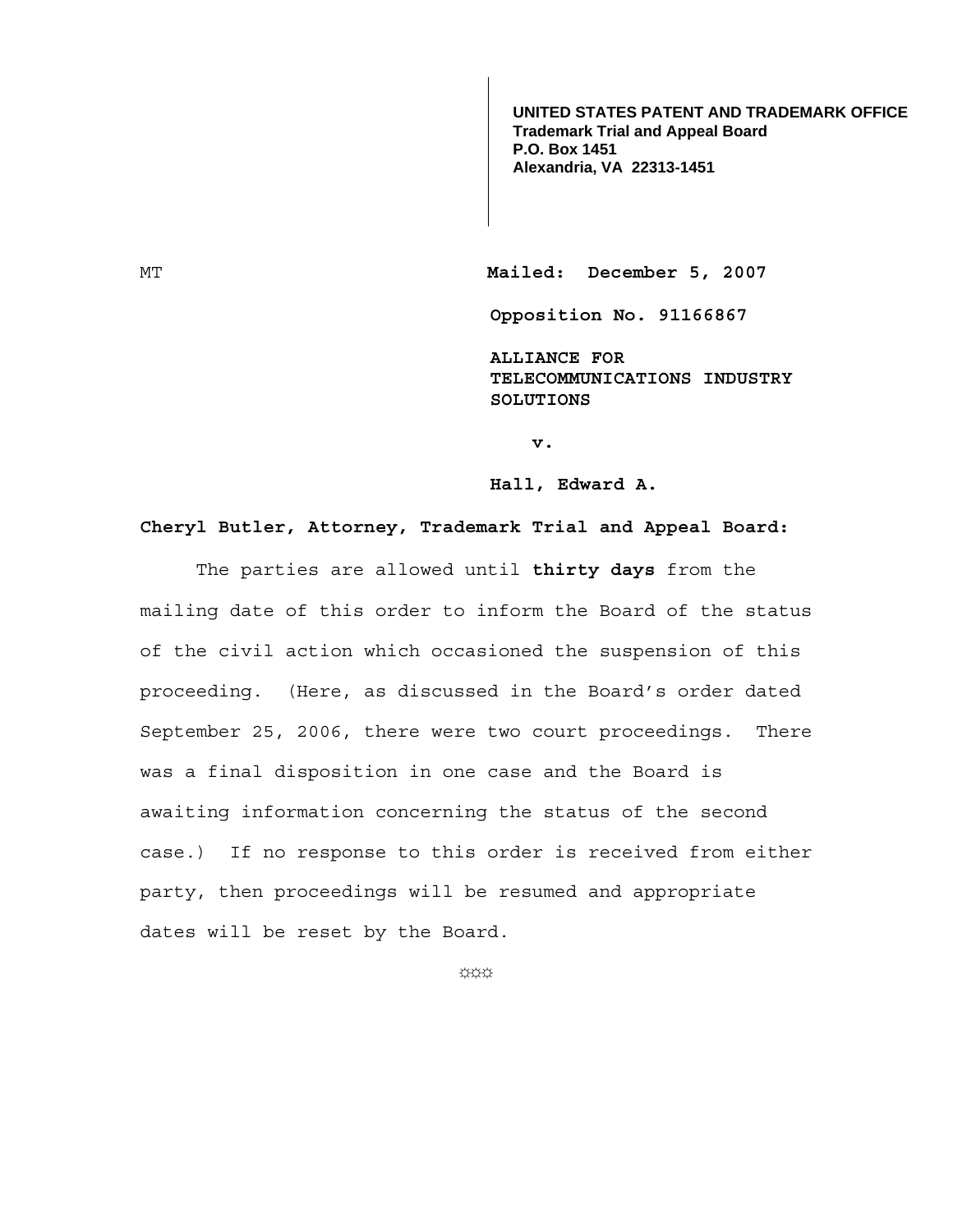**UNITED STATES PATENT AND TRADEMARK OFFICE**
**Trademark Trial and Appeal Board**
**P.O. Box 1451**
**Alexandria, VA 22313-1451**

MT

**Mailed: December 5, 2007**

**Opposition No. 91166867**

**ALLIANCE FOR TELECOMMUNICATIONS INDUSTRY SOLUTIONS**

**v.**

**Hall, Edward A.**

**Cheryl Butler, Attorney, Trademark Trial and Appeal Board:**

The parties are allowed until **thirty days** from the mailing date of this order to inform the Board of the status of the civil action which occasioned the suspension of this proceeding. (Here, as discussed in the Board's order dated September 25, 2006, there were two court proceedings. There was a final disposition in one case and the Board is awaiting information concerning the status of the second case.) If no response to this order is received from either party, then proceedings will be resumed and appropriate dates will be reset by the Board.

☼☼☼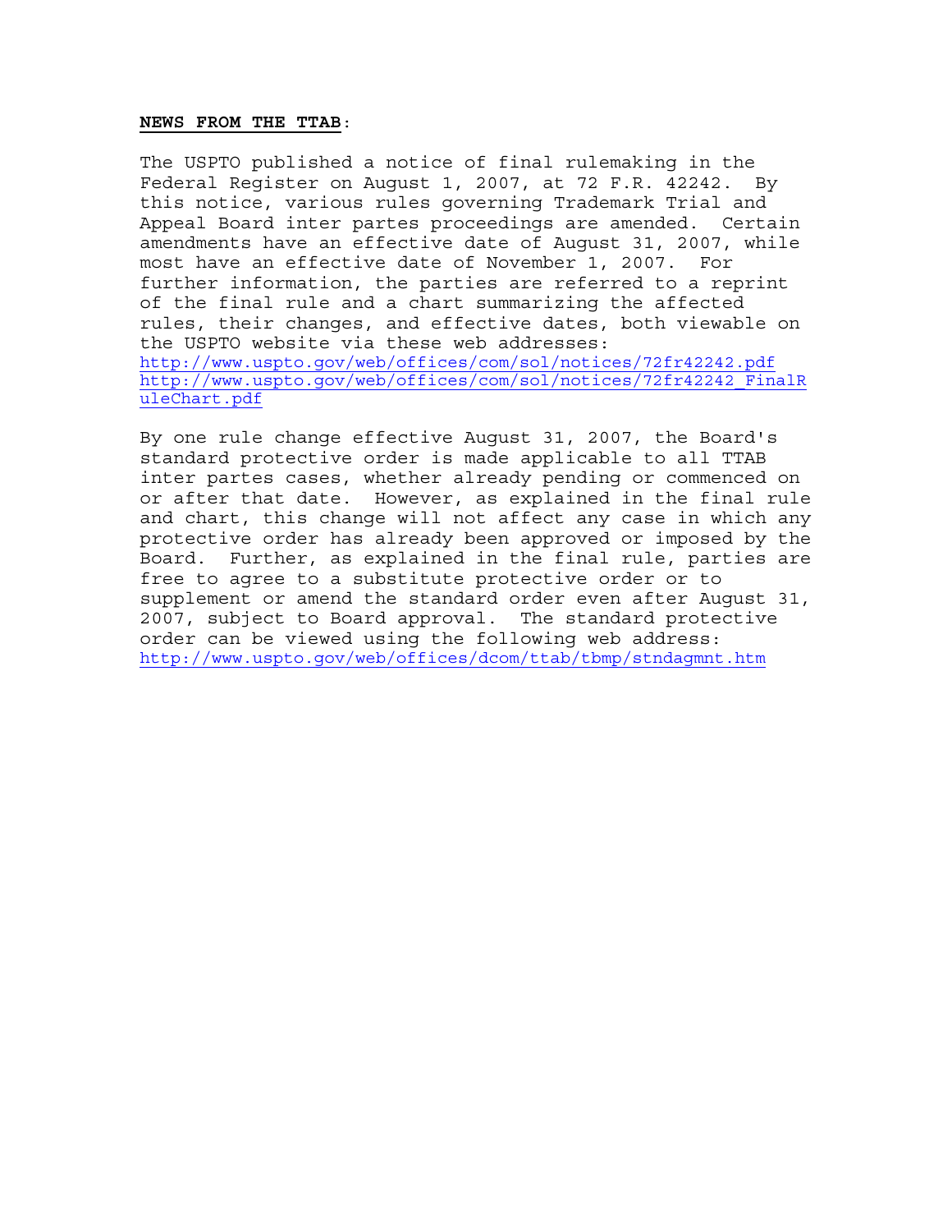**NEWS FROM THE TTAB**:

The USPTO published a notice of final rulemaking in the Federal Register on August 1, 2007, at 72 F.R. 42242. By this notice, various rules governing Trademark Trial and Appeal Board inter partes proceedings are amended. Certain amendments have an effective date of August 31, 2007, while most have an effective date of November 1, 2007. For further information, the parties are referred to a reprint of the final rule and a chart summarizing the affected rules, their changes, and effective dates, both viewable on the USPTO website via these web addresses:
http://www.uspto.gov/web/offices/com/sol/notices/72fr42242.pdf
http://www.uspto.gov/web/offices/com/sol/notices/72fr42242_FinalRuleChart.pdf

By one rule change effective August 31, 2007, the Board's standard protective order is made applicable to all TTAB inter partes cases, whether already pending or commenced on or after that date. However, as explained in the final rule and chart, this change will not affect any case in which any protective order has already been approved or imposed by the Board. Further, as explained in the final rule, parties are free to agree to a substitute protective order or to supplement or amend the standard order even after August 31, 2007, subject to Board approval. The standard protective order can be viewed using the following web address:
http://www.uspto.gov/web/offices/dcom/ttab/tbmp/stndagmnt.htm